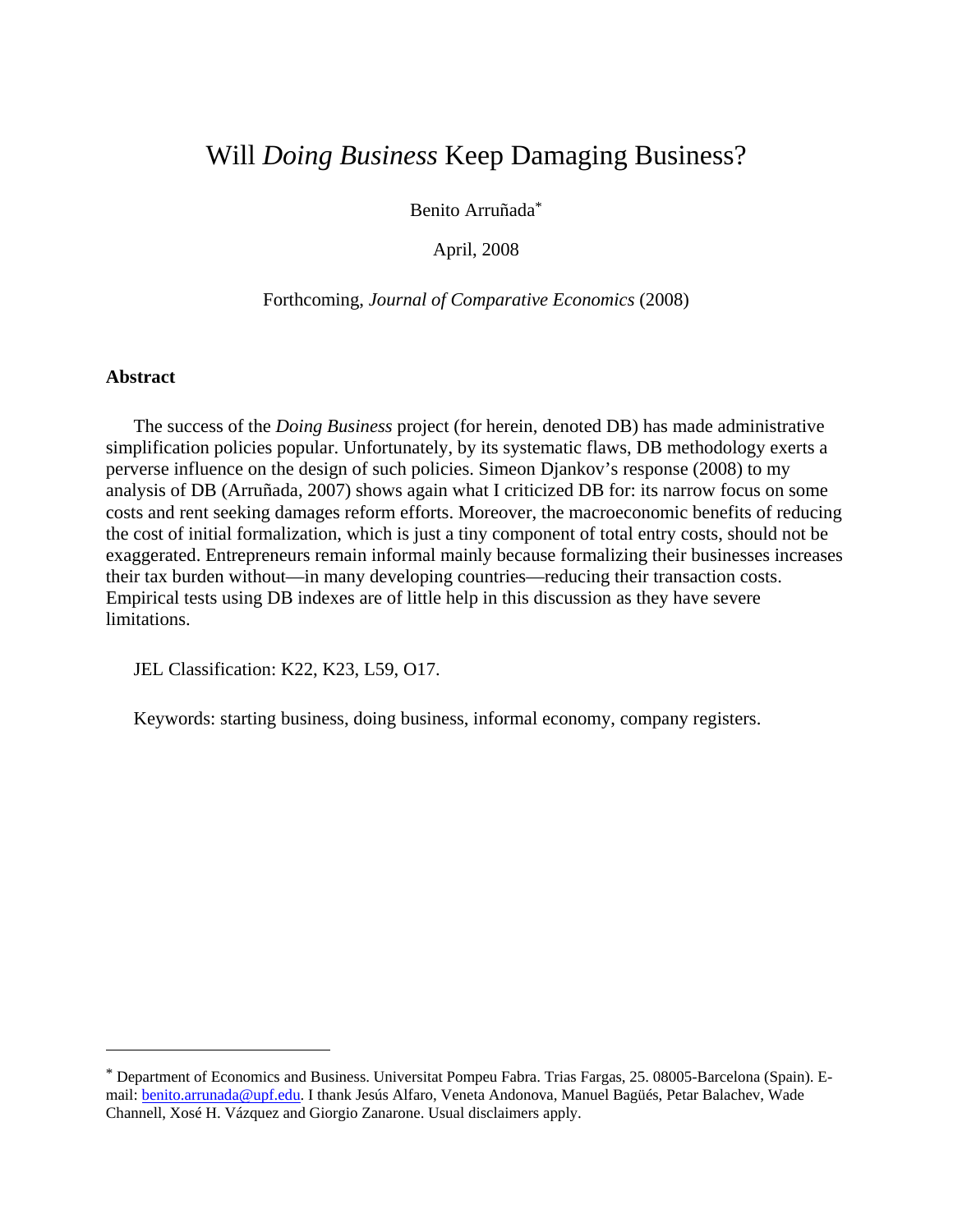# Will *Doing Business* Keep Damaging Business?

Benito Arruñada[*]

April, 2008

Forthcoming, *Journal of Comparative Economics* (2008)

**Abstract**

The success of the *Doing Business* project (for herein, denoted DB) has made administrative simplification policies popular. Unfortunately, by its systematic flaws, DB methodology exerts a perverse influence on the design of such policies. Simeon Djankov's response (2008) to my analysis of DB (Arruñada, 2007) shows again what I criticized DB for: its narrow focus on some costs and rent seeking damages reform efforts. Moreover, the macroeconomic benefits of reducing the cost of initial formalization, which is just a tiny component of total entry costs, should not be exaggerated. Entrepreneurs remain informal mainly because formalizing their businesses increases their tax burden without—in many developing countries—reducing their transaction costs. Empirical tests using DB indexes are of little help in this discussion as they have severe limitations.

JEL Classification: K22, K23, L59, O17.

Keywords: starting business, doing business, informal economy, company registers.

---

[*] Department of Economics and Business. Universitat Pompeu Fabra. Trias Fargas, 25. 08005-Barcelona (Spain). E-mail: benito.arrunada@upf.edu. I thank Jesús Alfaro, Veneta Andonova, Manuel Bagüés, Petar Balachev, Wade Channell, Xosé H. Vázquez and Giorgio Zanarone. Usual disclaimers apply.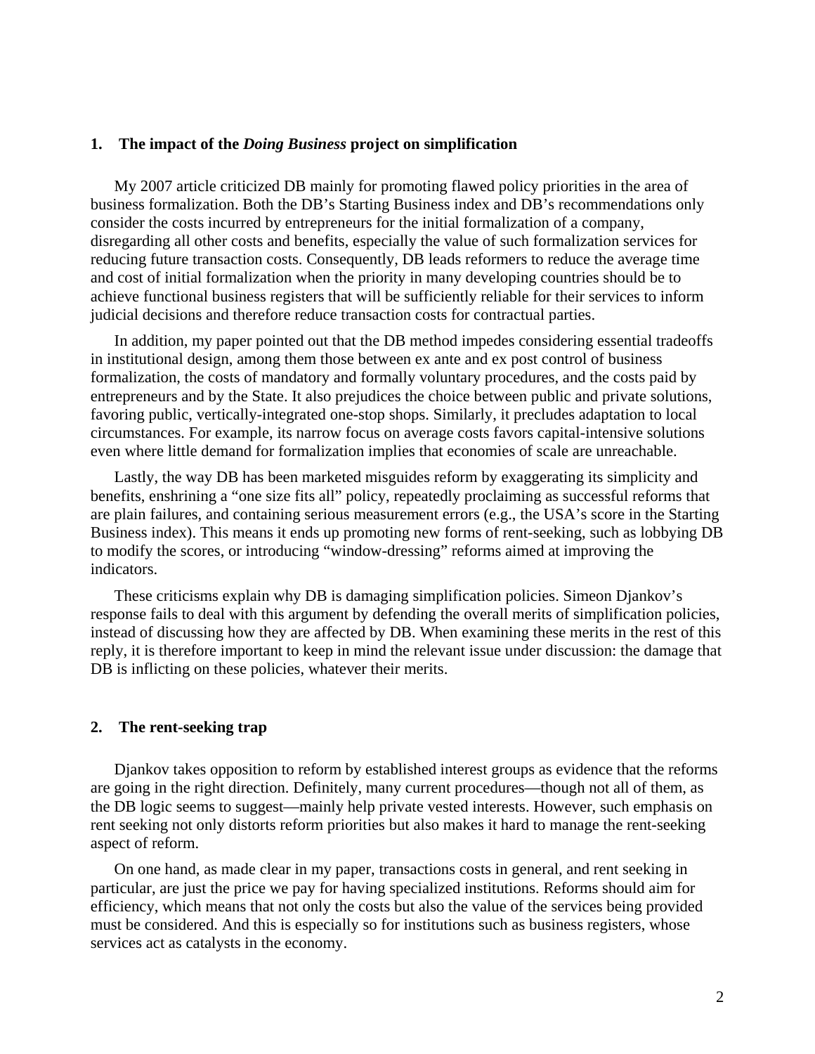## 1. The impact of the *Doing Business* project on simplification

My 2007 article criticized DB mainly for promoting flawed policy priorities in the area of business formalization. Both the DB's Starting Business index and DB's recommendations only consider the costs incurred by entrepreneurs for the initial formalization of a company, disregarding all other costs and benefits, especially the value of such formalization services for reducing future transaction costs. Consequently, DB leads reformers to reduce the average time and cost of initial formalization when the priority in many developing countries should be to achieve functional business registers that will be sufficiently reliable for their services to inform judicial decisions and therefore reduce transaction costs for contractual parties.

In addition, my paper pointed out that the DB method impedes considering essential tradeoffs in institutional design, among them those between ex ante and ex post control of business formalization, the costs of mandatory and formally voluntary procedures, and the costs paid by entrepreneurs and by the State. It also prejudices the choice between public and private solutions, favoring public, vertically-integrated one-stop shops. Similarly, it precludes adaptation to local circumstances. For example, its narrow focus on average costs favors capital-intensive solutions even where little demand for formalization implies that economies of scale are unreachable.

Lastly, the way DB has been marketed misguides reform by exaggerating its simplicity and benefits, enshrining a "one size fits all" policy, repeatedly proclaiming as successful reforms that are plain failures, and containing serious measurement errors (e.g., the USA's score in the Starting Business index). This means it ends up promoting new forms of rent-seeking, such as lobbying DB to modify the scores, or introducing "window-dressing" reforms aimed at improving the indicators.

These criticisms explain why DB is damaging simplification policies. Simeon Djankov's response fails to deal with this argument by defending the overall merits of simplification policies, instead of discussing how they are affected by DB. When examining these merits in the rest of this reply, it is therefore important to keep in mind the relevant issue under discussion: the damage that DB is inflicting on these policies, whatever their merits.

## 2. The rent-seeking trap

Djankov takes opposition to reform by established interest groups as evidence that the reforms are going in the right direction. Definitely, many current procedures—though not all of them, as the DB logic seems to suggest—mainly help private vested interests. However, such emphasis on rent seeking not only distorts reform priorities but also makes it hard to manage the rent-seeking aspect of reform.

On one hand, as made clear in my paper, transactions costs in general, and rent seeking in particular, are just the price we pay for having specialized institutions. Reforms should aim for efficiency, which means that not only the costs but also the value of the services being provided must be considered. And this is especially so for institutions such as business registers, whose services act as catalysts in the economy.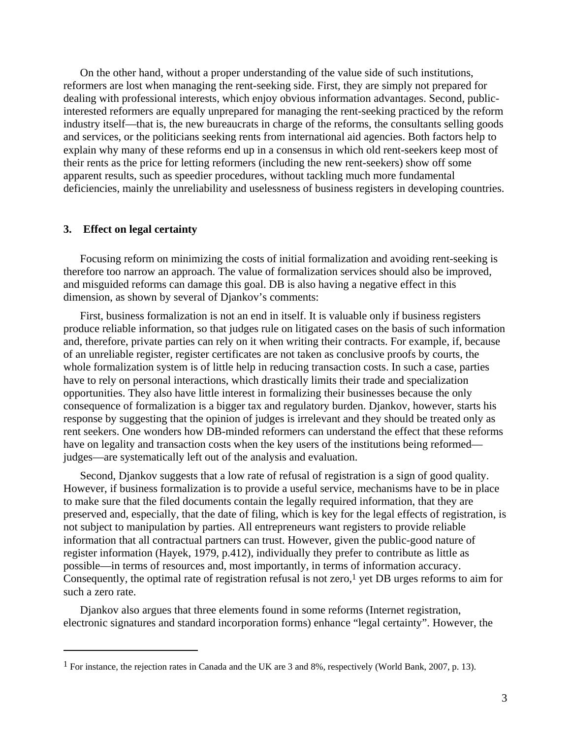On the other hand, without a proper understanding of the value side of such institutions, reformers are lost when managing the rent-seeking side. First, they are simply not prepared for dealing with professional interests, which enjoy obvious information advantages. Second, public-interested reformers are equally unprepared for managing the rent-seeking practiced by the reform industry itself—that is, the new bureaucrats in charge of the reforms, the consultants selling goods and services, or the politicians seeking rents from international aid agencies. Both factors help to explain why many of these reforms end up in a consensus in which old rent-seekers keep most of their rents as the price for letting reformers (including the new rent-seekers) show off some apparent results, such as speedier procedures, without tackling much more fundamental deficiencies, mainly the unreliability and uselessness of business registers in developing countries.

## 3. Effect on legal certainty

Focusing reform on minimizing the costs of initial formalization and avoiding rent-seeking is therefore too narrow an approach. The value of formalization services should also be improved, and misguided reforms can damage this goal. DB is also having a negative effect in this dimension, as shown by several of Djankov's comments:

First, business formalization is not an end in itself. It is valuable only if business registers produce reliable information, so that judges rule on litigated cases on the basis of such information and, therefore, private parties can rely on it when writing their contracts. For example, if, because of an unreliable register, register certificates are not taken as conclusive proofs by courts, the whole formalization system is of little help in reducing transaction costs. In such a case, parties have to rely on personal interactions, which drastically limits their trade and specialization opportunities. They also have little interest in formalizing their businesses because the only consequence of formalization is a bigger tax and regulatory burden. Djankov, however, starts his response by suggesting that the opinion of judges is irrelevant and they should be treated only as rent seekers. One wonders how DB-minded reformers can understand the effect that these reforms have on legality and transaction costs when the key users of the institutions being reformed—judges—are systematically left out of the analysis and evaluation.

Second, Djankov suggests that a low rate of refusal of registration is a sign of good quality. However, if business formalization is to provide a useful service, mechanisms have to be in place to make sure that the filed documents contain the legally required information, that they are preserved and, especially, that the date of filing, which is key for the legal effects of registration, is not subject to manipulation by parties. All entrepreneurs want registers to provide reliable information that all contractual partners can trust. However, given the public-good nature of register information (Hayek, 1979, p.412), individually they prefer to contribute as little as possible—in terms of resources and, most importantly, in terms of information accuracy. Consequently, the optimal rate of registration refusal is not zero,[1] yet DB urges reforms to aim for such a zero rate.

Djankov also argues that three elements found in some reforms (Internet registration, electronic signatures and standard incorporation forms) enhance "legal certainty". However, the

---

[1] For instance, the rejection rates in Canada and the UK are 3 and 8%, respectively (World Bank, 2007, p. 13).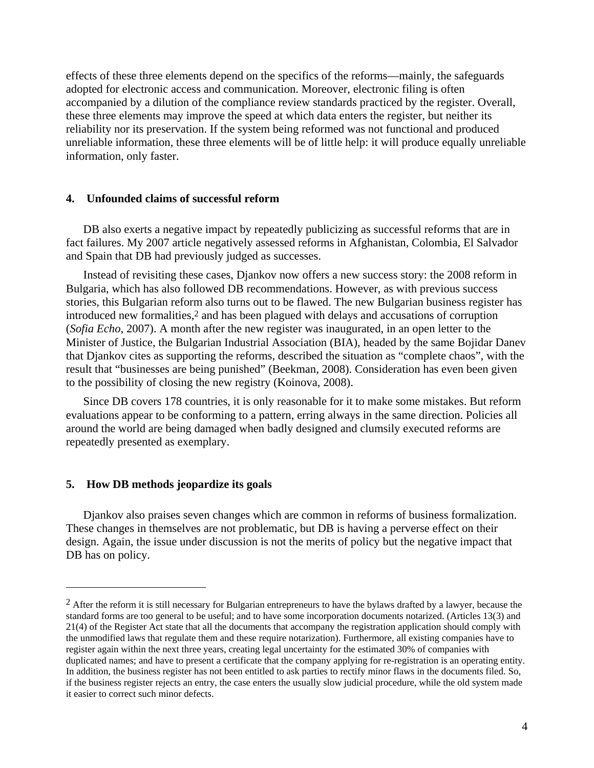effects of these three elements depend on the specifics of the reforms—mainly, the safeguards adopted for electronic access and communication. Moreover, electronic filing is often accompanied by a dilution of the compliance review standards practiced by the register. Overall, these three elements may improve the speed at which data enters the register, but neither its reliability nor its preservation. If the system being reformed was not functional and produced unreliable information, these three elements will be of little help: it will produce equally unreliable information, only faster.

## 4. Unfounded claims of successful reform

DB also exerts a negative impact by repeatedly publicizing as successful reforms that are in fact failures. My 2007 article negatively assessed reforms in Afghanistan, Colombia, El Salvador and Spain that DB had previously judged as successes.

Instead of revisiting these cases, Djankov now offers a new success story: the 2008 reform in Bulgaria, which has also followed DB recommendations. However, as with previous success stories, this Bulgarian reform also turns out to be flawed. The new Bulgarian business register has introduced new formalities,[2] and has been plagued with delays and accusations of corruption (*Sofia Echo*, 2007). A month after the new register was inaugurated, in an open letter to the Minister of Justice, the Bulgarian Industrial Association (BIA), headed by the same Bojidar Danev that Djankov cites as supporting the reforms, described the situation as "complete chaos", with the result that "businesses are being punished" (Beekman, 2008). Consideration has even been given to the possibility of closing the new registry (Koinova, 2008).

Since DB covers 178 countries, it is only reasonable for it to make some mistakes. But reform evaluations appear to be conforming to a pattern, erring always in the same direction. Policies all around the world are being damaged when badly designed and clumsily executed reforms are repeatedly presented as exemplary.

## 5. How DB methods jeopardize its goals

Djankov also praises seven changes which are common in reforms of business formalization. These changes in themselves are not problematic, but DB is having a perverse effect on their design. Again, the issue under discussion is not the merits of policy but the negative impact that DB has on policy.

---

[2] After the reform it is still necessary for Bulgarian entrepreneurs to have the bylaws drafted by a lawyer, because the standard forms are too general to be useful; and to have some incorporation documents notarized. (Articles 13(3) and 21(4) of the Register Act state that all the documents that accompany the registration application should comply with the unmodified laws that regulate them and these require notarization). Furthermore, all existing companies have to register again within the next three years, creating legal uncertainty for the estimated 30% of companies with duplicated names; and have to present a certificate that the company applying for re-registration is an operating entity. In addition, the business register has not been entitled to ask parties to rectify minor flaws in the documents filed. So, if the business register rejects an entry, the case enters the usually slow judicial procedure, while the old system made it easier to correct such minor defects.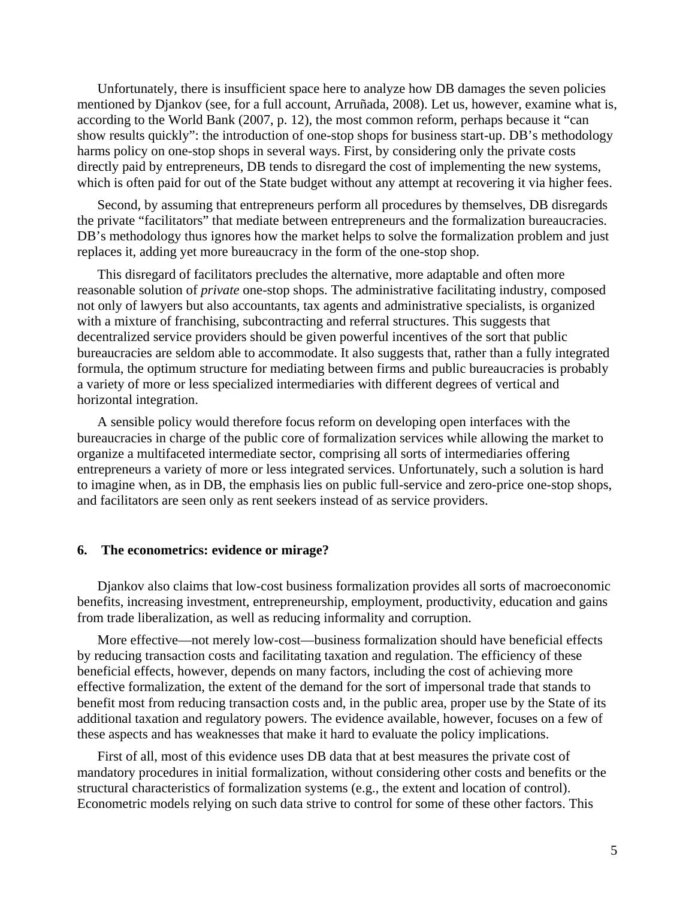Unfortunately, there is insufficient space here to analyze how DB damages the seven policies mentioned by Djankov (see, for a full account, Arruñada, 2008). Let us, however, examine what is, according to the World Bank (2007, p. 12), the most common reform, perhaps because it "can show results quickly": the introduction of one-stop shops for business start-up. DB's methodology harms policy on one-stop shops in several ways. First, by considering only the private costs directly paid by entrepreneurs, DB tends to disregard the cost of implementing the new systems, which is often paid for out of the State budget without any attempt at recovering it via higher fees.

Second, by assuming that entrepreneurs perform all procedures by themselves, DB disregards the private "facilitators" that mediate between entrepreneurs and the formalization bureaucracies. DB's methodology thus ignores how the market helps to solve the formalization problem and just replaces it, adding yet more bureaucracy in the form of the one-stop shop.

This disregard of facilitators precludes the alternative, more adaptable and often more reasonable solution of *private* one-stop shops. The administrative facilitating industry, composed not only of lawyers but also accountants, tax agents and administrative specialists, is organized with a mixture of franchising, subcontracting and referral structures. This suggests that decentralized service providers should be given powerful incentives of the sort that public bureaucracies are seldom able to accommodate. It also suggests that, rather than a fully integrated formula, the optimum structure for mediating between firms and public bureaucracies is probably a variety of more or less specialized intermediaries with different degrees of vertical and horizontal integration.

A sensible policy would therefore focus reform on developing open interfaces with the bureaucracies in charge of the public core of formalization services while allowing the market to organize a multifaceted intermediate sector, comprising all sorts of intermediaries offering entrepreneurs a variety of more or less integrated services. Unfortunately, such a solution is hard to imagine when, as in DB, the emphasis lies on public full-service and zero-price one-stop shops, and facilitators are seen only as rent seekers instead of as service providers.

## 6. The econometrics: evidence or mirage?

Djankov also claims that low-cost business formalization provides all sorts of macroeconomic benefits, increasing investment, entrepreneurship, employment, productivity, education and gains from trade liberalization, as well as reducing informality and corruption.

More effective—not merely low-cost—business formalization should have beneficial effects by reducing transaction costs and facilitating taxation and regulation. The efficiency of these beneficial effects, however, depends on many factors, including the cost of achieving more effective formalization, the extent of the demand for the sort of impersonal trade that stands to benefit most from reducing transaction costs and, in the public area, proper use by the State of its additional taxation and regulatory powers. The evidence available, however, focuses on a few of these aspects and has weaknesses that make it hard to evaluate the policy implications.

First of all, most of this evidence uses DB data that at best measures the private cost of mandatory procedures in initial formalization, without considering other costs and benefits or the structural characteristics of formalization systems (e.g., the extent and location of control). Econometric models relying on such data strive to control for some of these other factors. This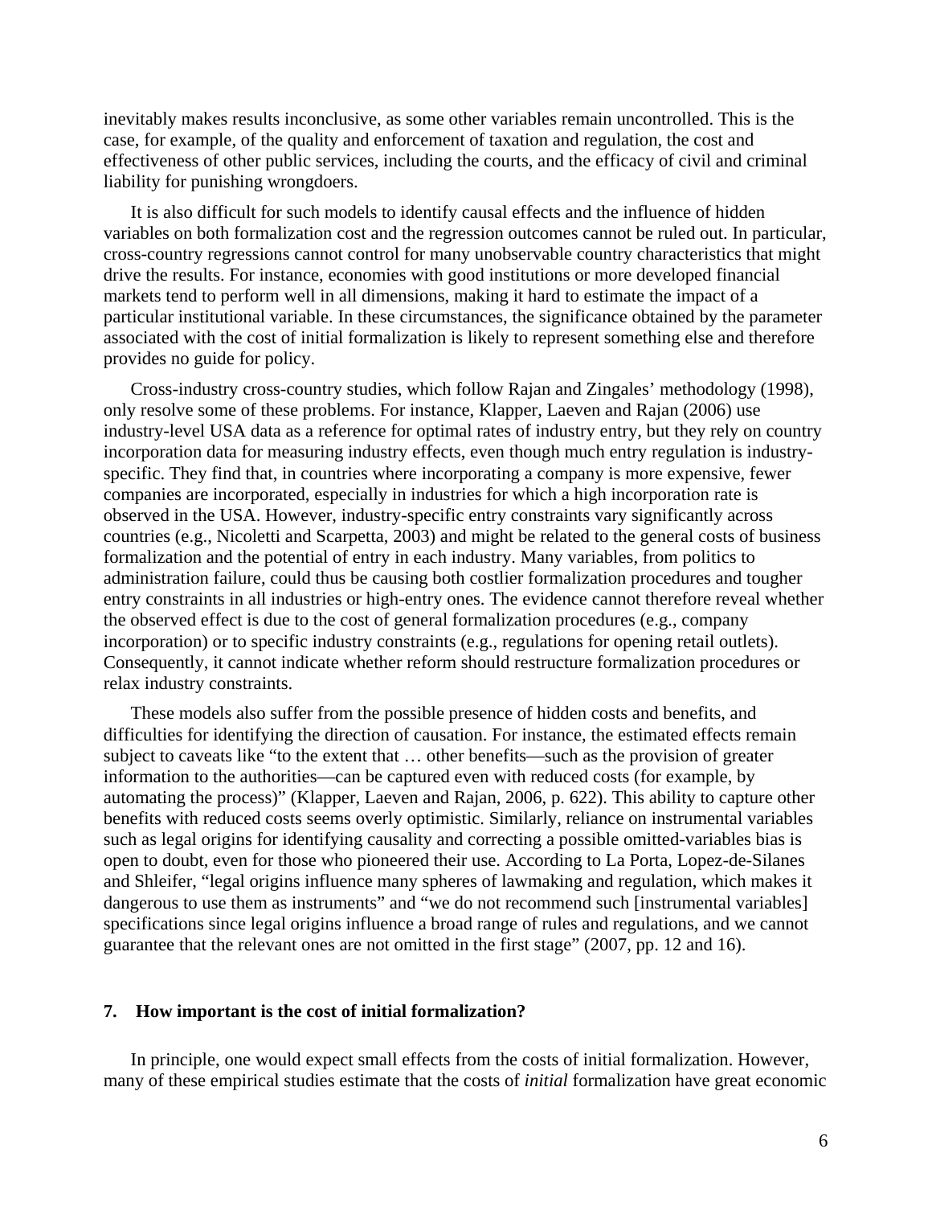inevitably makes results inconclusive, as some other variables remain uncontrolled. This is the case, for example, of the quality and enforcement of taxation and regulation, the cost and effectiveness of other public services, including the courts, and the efficacy of civil and criminal liability for punishing wrongdoers.

It is also difficult for such models to identify causal effects and the influence of hidden variables on both formalization cost and the regression outcomes cannot be ruled out. In particular, cross-country regressions cannot control for many unobservable country characteristics that might drive the results. For instance, economies with good institutions or more developed financial markets tend to perform well in all dimensions, making it hard to estimate the impact of a particular institutional variable. In these circumstances, the significance obtained by the parameter associated with the cost of initial formalization is likely to represent something else and therefore provides no guide for policy.

Cross-industry cross-country studies, which follow Rajan and Zingales' methodology (1998), only resolve some of these problems. For instance, Klapper, Laeven and Rajan (2006) use industry-level USA data as a reference for optimal rates of industry entry, but they rely on country incorporation data for measuring industry effects, even though much entry regulation is industry-specific. They find that, in countries where incorporating a company is more expensive, fewer companies are incorporated, especially in industries for which a high incorporation rate is observed in the USA. However, industry-specific entry constraints vary significantly across countries (e.g., Nicoletti and Scarpetta, 2003) and might be related to the general costs of business formalization and the potential of entry in each industry. Many variables, from politics to administration failure, could thus be causing both costlier formalization procedures and tougher entry constraints in all industries or high-entry ones. The evidence cannot therefore reveal whether the observed effect is due to the cost of general formalization procedures (e.g., company incorporation) or to specific industry constraints (e.g., regulations for opening retail outlets). Consequently, it cannot indicate whether reform should restructure formalization procedures or relax industry constraints.

These models also suffer from the possible presence of hidden costs and benefits, and difficulties for identifying the direction of causation. For instance, the estimated effects remain subject to caveats like "to the extent that … other benefits—such as the provision of greater information to the authorities—can be captured even with reduced costs (for example, by automating the process)" (Klapper, Laeven and Rajan, 2006, p. 622). This ability to capture other benefits with reduced costs seems overly optimistic. Similarly, reliance on instrumental variables such as legal origins for identifying causality and correcting a possible omitted-variables bias is open to doubt, even for those who pioneered their use. According to La Porta, Lopez-de-Silanes and Shleifer, "legal origins influence many spheres of lawmaking and regulation, which makes it dangerous to use them as instruments" and "we do not recommend such [instrumental variables] specifications since legal origins influence a broad range of rules and regulations, and we cannot guarantee that the relevant ones are not omitted in the first stage" (2007, pp. 12 and 16).

## 7. How important is the cost of initial formalization?

In principle, one would expect small effects from the costs of initial formalization. However, many of these empirical studies estimate that the costs of *initial* formalization have great economic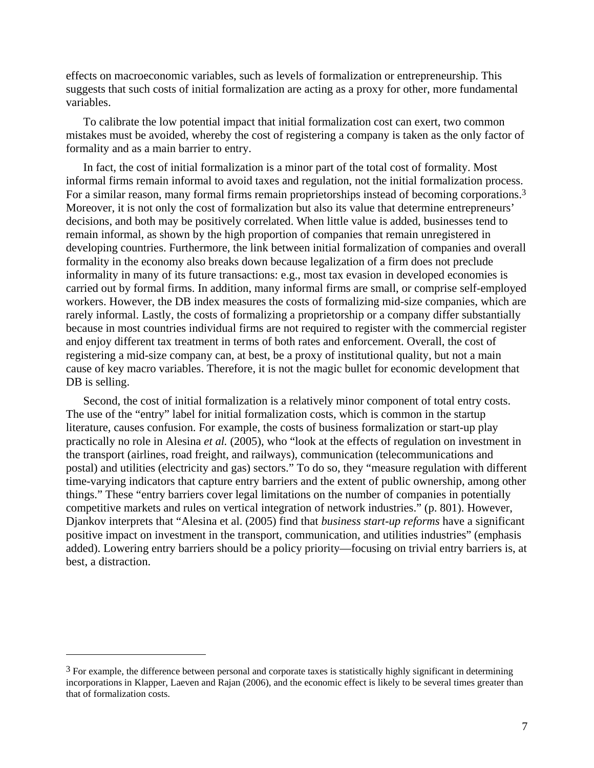effects on macroeconomic variables, such as levels of formalization or entrepreneurship. This suggests that such costs of initial formalization are acting as a proxy for other, more fundamental variables.

To calibrate the low potential impact that initial formalization cost can exert, two common mistakes must be avoided, whereby the cost of registering a company is taken as the only factor of formality and as a main barrier to entry.

In fact, the cost of initial formalization is a minor part of the total cost of formality. Most informal firms remain informal to avoid taxes and regulation, not the initial formalization process. For a similar reason, many formal firms remain proprietorships instead of becoming corporations.[3] Moreover, it is not only the cost of formalization but also its value that determine entrepreneurs' decisions, and both may be positively correlated. When little value is added, businesses tend to remain informal, as shown by the high proportion of companies that remain unregistered in developing countries. Furthermore, the link between initial formalization of companies and overall formality in the economy also breaks down because legalization of a firm does not preclude informality in many of its future transactions: e.g., most tax evasion in developed economies is carried out by formal firms. In addition, many informal firms are small, or comprise self-employed workers. However, the DB index measures the costs of formalizing mid-size companies, which are rarely informal. Lastly, the costs of formalizing a proprietorship or a company differ substantially because in most countries individual firms are not required to register with the commercial register and enjoy different tax treatment in terms of both rates and enforcement. Overall, the cost of registering a mid-size company can, at best, be a proxy of institutional quality, but not a main cause of key macro variables. Therefore, it is not the magic bullet for economic development that DB is selling.

Second, the cost of initial formalization is a relatively minor component of total entry costs. The use of the "entry" label for initial formalization costs, which is common in the startup literature, causes confusion. For example, the costs of business formalization or start-up play practically no role in Alesina *et al.* (2005), who "look at the effects of regulation on investment in the transport (airlines, road freight, and railways), communication (telecommunications and postal) and utilities (electricity and gas) sectors." To do so, they "measure regulation with different time-varying indicators that capture entry barriers and the extent of public ownership, among other things." These "entry barriers cover legal limitations on the number of companies in potentially competitive markets and rules on vertical integration of network industries." (p. 801). However, Djankov interprets that "Alesina et al. (2005) find that *business start-up reforms* have a significant positive impact on investment in the transport, communication, and utilities industries" (emphasis added). Lowering entry barriers should be a policy priority—focusing on trivial entry barriers is, at best, a distraction.

---

[3] For example, the difference between personal and corporate taxes is statistically highly significant in determining incorporations in Klapper, Laeven and Rajan (2006), and the economic effect is likely to be several times greater than that of formalization costs.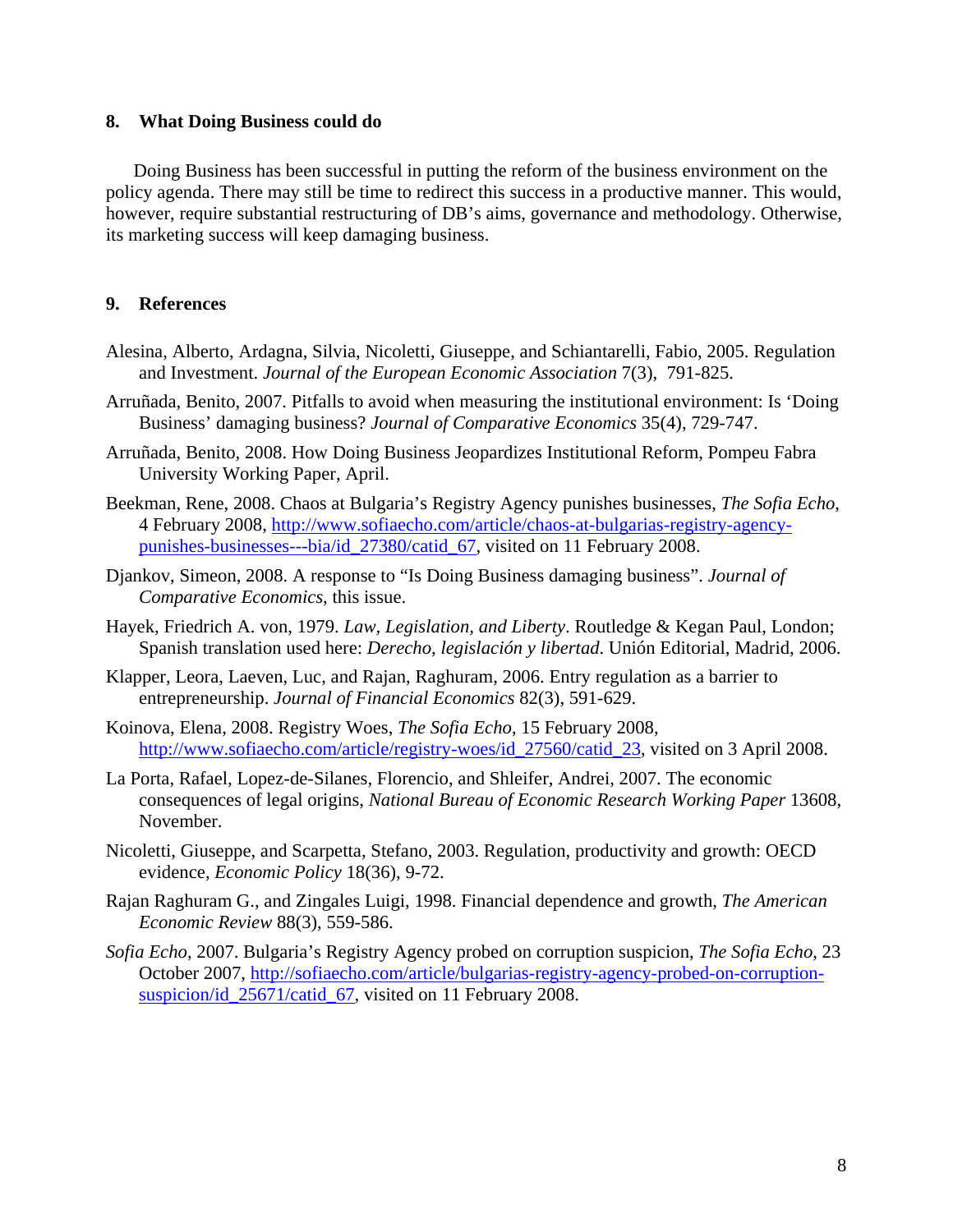## 8. What Doing Business could do

Doing Business has been successful in putting the reform of the business environment on the policy agenda. There may still be time to redirect this success in a productive manner. This would, however, require substantial restructuring of DB's aims, governance and methodology. Otherwise, its marketing success will keep damaging business.

## 9. References

Alesina, Alberto, Ardagna, Silvia, Nicoletti, Giuseppe, and Schiantarelli, Fabio, 2005. Regulation and Investment. *Journal of the European Economic Association* 7(3), 791-825.

Arruñada, Benito, 2007. Pitfalls to avoid when measuring the institutional environment: Is 'Doing Business' damaging business? *Journal of Comparative Economics* 35(4), 729-747.

Arruñada, Benito, 2008. How Doing Business Jeopardizes Institutional Reform, Pompeu Fabra University Working Paper, April.

Beekman, Rene, 2008. Chaos at Bulgaria's Registry Agency punishes businesses, *The Sofia Echo*, 4 February 2008, http://www.sofiaecho.com/article/chaos-at-bulgarias-registry-agency-punishes-businesses---bia/id_27380/catid_67, visited on 11 February 2008.

Djankov, Simeon, 2008. A response to "Is Doing Business damaging business". *Journal of Comparative Economics*, this issue.

Hayek, Friedrich A. von, 1979. *Law, Legislation, and Liberty*. Routledge & Kegan Paul, London; Spanish translation used here: *Derecho, legislación y libertad*. Unión Editorial, Madrid, 2006.

Klapper, Leora, Laeven, Luc, and Rajan, Raghuram, 2006. Entry regulation as a barrier to entrepreneurship. *Journal of Financial Economics* 82(3), 591-629.

Koinova, Elena, 2008. Registry Woes, *The Sofia Echo*, 15 February 2008, http://www.sofiaecho.com/article/registry-woes/id_27560/catid_23, visited on 3 April 2008.

La Porta, Rafael, Lopez-de-Silanes, Florencio, and Shleifer, Andrei, 2007. The economic consequences of legal origins, *National Bureau of Economic Research Working Paper* 13608, November.

Nicoletti, Giuseppe, and Scarpetta, Stefano, 2003. Regulation, productivity and growth: OECD evidence, *Economic Policy* 18(36), 9-72.

Rajan Raghuram G., and Zingales Luigi, 1998. Financial dependence and growth, *The American Economic Review* 88(3), 559-586.

*Sofia Echo*, 2007. Bulgaria's Registry Agency probed on corruption suspicion, *The Sofia Echo*, 23 October 2007, http://sofiaecho.com/article/bulgarias-registry-agency-probed-on-corruption-suspicion/id_25671/catid_67, visited on 11 February 2008.